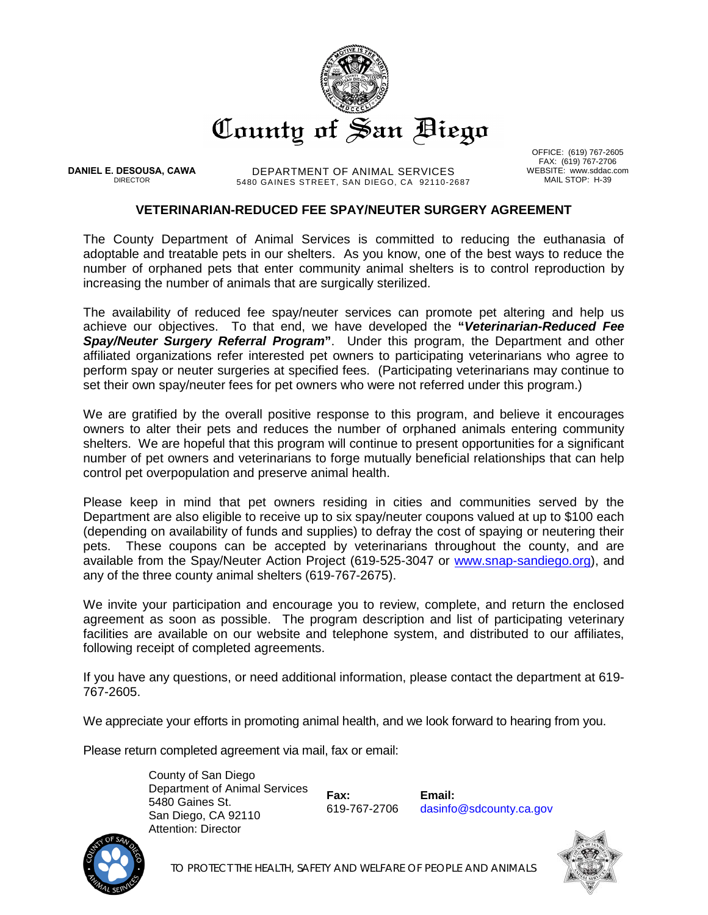# County of San Diego

**DANIEL E. DESOUSA, CAWA**
DIRECTOR

DEPARTMENT OF ANIMAL SERVICES
5480 GAINES STREET, SAN DIEGO, CA 92110-2687

OFFICE: (619) 767-2605
FAX: (619) 767-2706
WEBSITE: www.sddac.com
MAIL STOP: H-39

## VETERINARIAN-REDUCED FEE SPAY/NEUTER SURGERY AGREEMENT

The County Department of Animal Services is committed to reducing the euthanasia of adoptable and treatable pets in our shelters. As you know, one of the best ways to reduce the number of orphaned pets that enter community animal shelters is to control reproduction by increasing the number of animals that are surgically sterilized.

The availability of reduced fee spay/neuter services can promote pet altering and help us achieve our objectives. To that end, we have developed the **"*Veterinarian-Reduced Fee Spay/Neuter Surgery Referral Program*"**. Under this program, the Department and other affiliated organizations refer interested pet owners to participating veterinarians who agree to perform spay or neuter surgeries at specified fees. (Participating veterinarians may continue to set their own spay/neuter fees for pet owners who were not referred under this program.)

We are gratified by the overall positive response to this program, and believe it encourages owners to alter their pets and reduces the number of orphaned animals entering community shelters. We are hopeful that this program will continue to present opportunities for a significant number of pet owners and veterinarians to forge mutually beneficial relationships that can help control pet overpopulation and preserve animal health.

Please keep in mind that pet owners residing in cities and communities served by the Department are also eligible to receive up to six spay/neuter coupons valued at up to $100 each (depending on availability of funds and supplies) to defray the cost of spaying or neutering their pets. These coupons can be accepted by veterinarians throughout the county, and are available from the Spay/Neuter Action Project (619-525-3047 or www.snap-sandiego.org), and any of the three county animal shelters (619-767-2675).

We invite your participation and encourage you to review, complete, and return the enclosed agreement as soon as possible. The program description and list of participating veterinary facilities are available on our website and telephone system, and distributed to our affiliates, following receipt of completed agreements.

If you have any questions, or need additional information, please contact the department at 619-767-2605.

We appreciate your efforts in promoting animal health, and we look forward to hearing from you.

Please return completed agreement via mail, fax or email:

County of San Diego
Department of Animal Services
5480 Gaines St.
San Diego, CA 92110
Attention: Director

**Fax:**
619-767-2706

**Email:**
dasinfo@sdcounty.ca.gov

TO PROTECT THE HEALTH, SAFETY AND WELFARE OF PEOPLE AND ANIMALS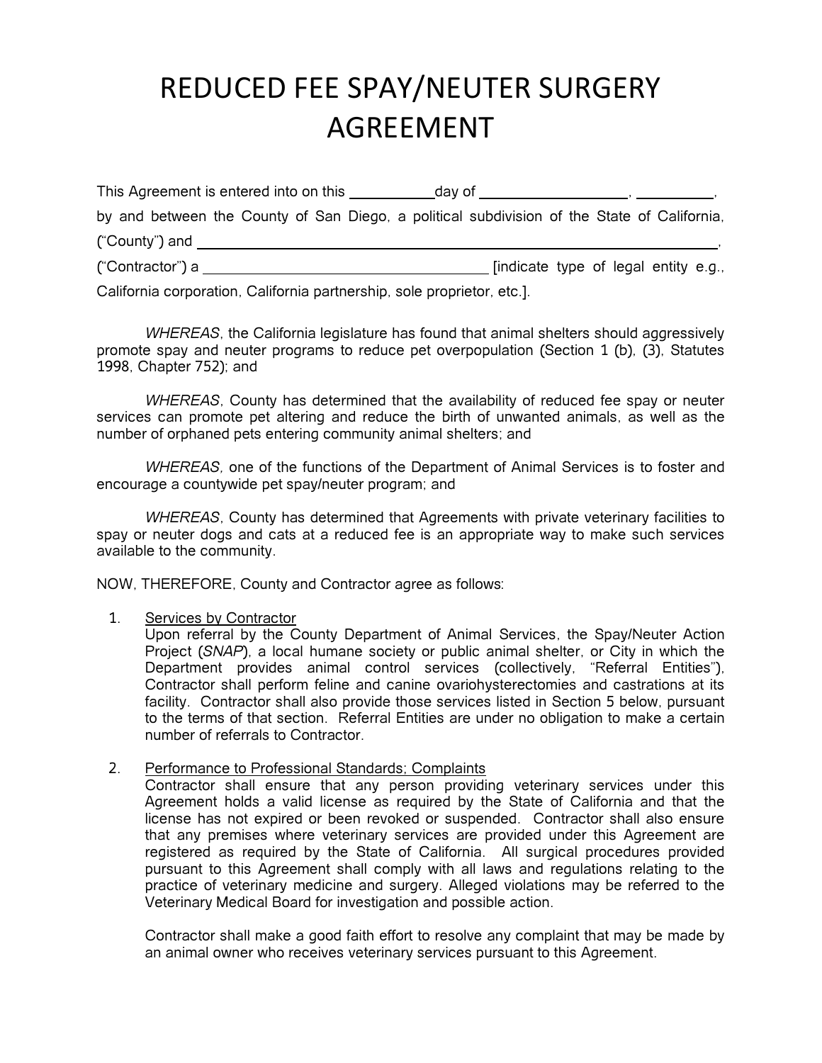# REDUCED FEE SPAY/NEUTER SURGERY AGREEMENT

This Agreement is entered into on this \_\_\_\_\_\_\_\_\_\_ day of \_\_\_\_\_\_\_\_\_\_\_\_\_\_\_\_\_\_, \_\_\_\_\_\_\_\_\_,
by and between the County of San Diego, a political subdivision of the State of California, ("County") and \_\_\_\_\_\_\_\_\_\_\_\_\_\_\_\_\_\_\_\_\_\_\_\_\_\_\_\_\_\_\_\_\_\_\_\_\_\_\_\_\_\_\_\_\_\_\_\_\_\_\_\_\_\_\_\_\_\_\_\_\_\_,
("Contractor") a \_\_\_\_\_\_\_\_\_\_\_\_\_\_\_\_\_\_\_\_\_\_\_\_\_\_\_\_\_\_\_\_\_\_\_ [indicate type of legal entity e.g., California corporation, California partnership, sole proprietor, etc.].

*WHEREAS*, the California legislature has found that animal shelters should aggressively promote spay and neuter programs to reduce pet overpopulation (Section 1 (b), (3), Statutes 1998, Chapter 752); and

*WHEREAS*, County has determined that the availability of reduced fee spay or neuter services can promote pet altering and reduce the birth of unwanted animals, as well as the number of orphaned pets entering community animal shelters; and

*WHEREAS,* one of the functions of the Department of Animal Services is to foster and encourage a countywide pet spay/neuter program; and

*WHEREAS*, County has determined that Agreements with private veterinary facilities to spay or neuter dogs and cats at a reduced fee is an appropriate way to make such services available to the community.

NOW, THEREFORE, County and Contractor agree as follows:

1. Services by Contractor
   Upon referral by the County Department of Animal Services, the Spay/Neuter Action Project (*SNAP*), a local humane society or public animal shelter, or City in which the Department provides animal control services (collectively, "Referral Entities"), Contractor shall perform feline and canine ovariohysterectomies and castrations at its facility. Contractor shall also provide those services listed in Section 5 below, pursuant to the terms of that section. Referral Entities are under no obligation to make a certain number of referrals to Contractor.

2. Performance to Professional Standards; Complaints
   Contractor shall ensure that any person providing veterinary services under this Agreement holds a valid license as required by the State of California and that the license has not expired or been revoked or suspended. Contractor shall also ensure that any premises where veterinary services are provided under this Agreement are registered as required by the State of California. All surgical procedures provided pursuant to this Agreement shall comply with all laws and regulations relating to the practice of veterinary medicine and surgery. Alleged violations may be referred to the Veterinary Medical Board for investigation and possible action.

   Contractor shall make a good faith effort to resolve any complaint that may be made by an animal owner who receives veterinary services pursuant to this Agreement.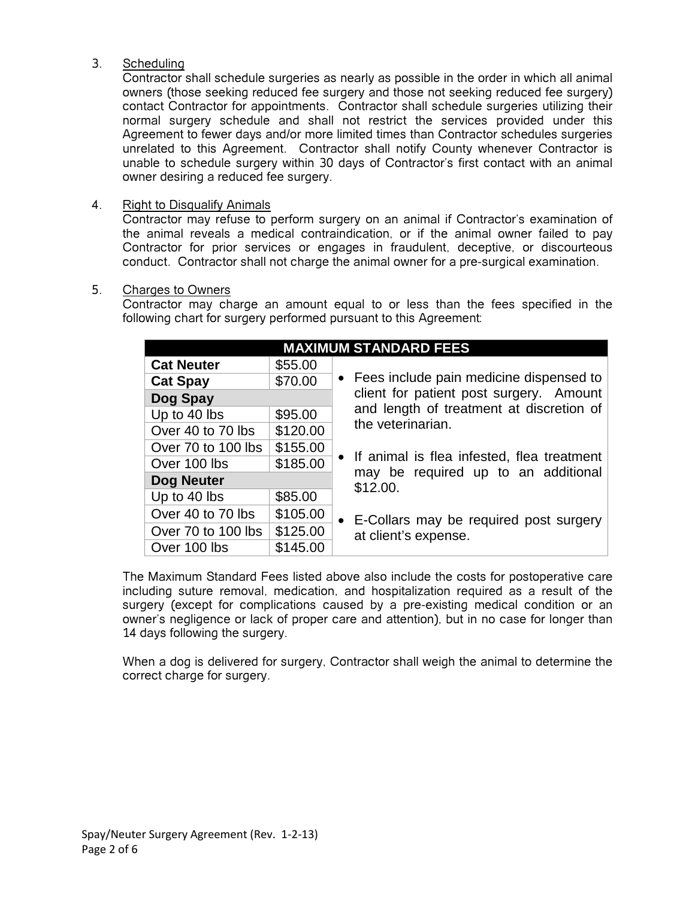3. Scheduling

   Contractor shall schedule surgeries as nearly as possible in the order in which all animal owners (those seeking reduced fee surgery and those not seeking reduced fee surgery) contact Contractor for appointments. Contractor shall schedule surgeries utilizing their normal surgery schedule and shall not restrict the services provided under this Agreement to fewer days and/or more limited times than Contractor schedules surgeries unrelated to this Agreement. Contractor shall notify County whenever Contractor is unable to schedule surgery within 30 days of Contractor's first contact with an animal owner desiring a reduced fee surgery.

4. Right to Disqualify Animals

   Contractor may refuse to perform surgery on an animal if Contractor's examination of the animal reveals a medical contraindication, or if the animal owner failed to pay Contractor for prior services or engages in fraudulent, deceptive, or discourteous conduct. Contractor shall not charge the animal owner for a pre-surgical examination.

5. Charges to Owners

   Contractor may charge an amount equal to or less than the fees specified in the following chart for surgery performed pursuant to this Agreement:

| MAXIMUM STANDARD FEES | | |
|---|---|---|
| **Cat Neuter** | $55.00 | • Fees include pain medicine dispensed to client for patient post surgery. Amount and length of treatment at discretion of the veterinarian.<br>• If animal is flea infested, flea treatment may be required up to an additional $12.00.<br>• E-Collars may be required post surgery at client's expense. |
| **Cat Spay** | $70.00 | |
| **Dog Spay** | | |
| Up to 40 lbs | $95.00 | |
| Over 40 to 70 lbs | $120.00 | |
| Over 70 to 100 lbs | $155.00 | |
| Over 100 lbs | $185.00 | |
| **Dog Neuter** | | |
| Up to 40 lbs | $85.00 | |
| Over 40 to 70 lbs | $105.00 | |
| Over 70 to 100 lbs | $125.00 | |
| Over 100 lbs | $145.00 | |

   The Maximum Standard Fees listed above also include the costs for postoperative care including suture removal, medication, and hospitalization required as a result of the surgery (except for complications caused by a pre-existing medical condition or an owner's negligence or lack of proper care and attention), but in no case for longer than 14 days following the surgery.

   When a dog is delivered for surgery, Contractor shall weigh the animal to determine the correct charge for surgery.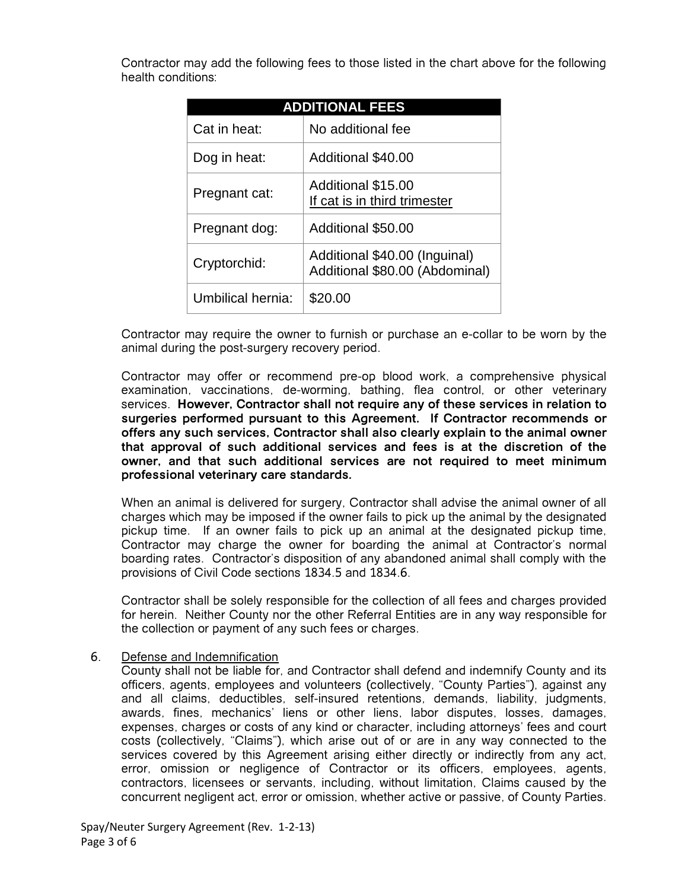Contractor may add the following fees to those listed in the chart above for the following health conditions:

| ADDITIONAL FEES | |
|---|---|
| Cat in heat: | No additional fee |
| Dog in heat: | Additional $40.00 |
| Pregnant cat: | Additional $15.00<br>If cat is in third trimester |
| Pregnant dog: | Additional $50.00 |
| Cryptorchid: | Additional $40.00 (Inguinal)<br>Additional $80.00 (Abdominal) |
| Umbilical hernia: | $20.00 |

Contractor may require the owner to furnish or purchase an e-collar to be worn by the animal during the post-surgery recovery period.

Contractor may offer or recommend pre-op blood work, a comprehensive physical examination, vaccinations, de-worming, bathing, flea control, or other veterinary services. **However, Contractor shall not require any of these services in relation to surgeries performed pursuant to this Agreement. If Contractor recommends or offers any such services, Contractor shall also clearly explain to the animal owner that approval of such additional services and fees is at the discretion of the owner, and that such additional services are not required to meet minimum professional veterinary care standards.**

When an animal is delivered for surgery, Contractor shall advise the animal owner of all charges which may be imposed if the owner fails to pick up the animal by the designated pickup time. If an owner fails to pick up an animal at the designated pickup time, Contractor may charge the owner for boarding the animal at Contractor's normal boarding rates. Contractor's disposition of any abandoned animal shall comply with the provisions of Civil Code sections 1834.5 and 1834.6.

Contractor shall be solely responsible for the collection of all fees and charges provided for herein. Neither County nor the other Referral Entities are in any way responsible for the collection or payment of any such fees or charges.

6. Defense and Indemnification

County shall not be liable for, and Contractor shall defend and indemnify County and its officers, agents, employees and volunteers (collectively, "County Parties"), against any and all claims, deductibles, self-insured retentions, demands, liability, judgments, awards, fines, mechanics' liens or other liens, labor disputes, losses, damages, expenses, charges or costs of any kind or character, including attorneys' fees and court costs (collectively, "Claims"), which arise out of or are in any way connected to the services covered by this Agreement arising either directly or indirectly from any act, error, omission or negligence of Contractor or its officers, employees, agents, contractors, licensees or servants, including, without limitation, Claims caused by the concurrent negligent act, error or omission, whether active or passive, of County Parties.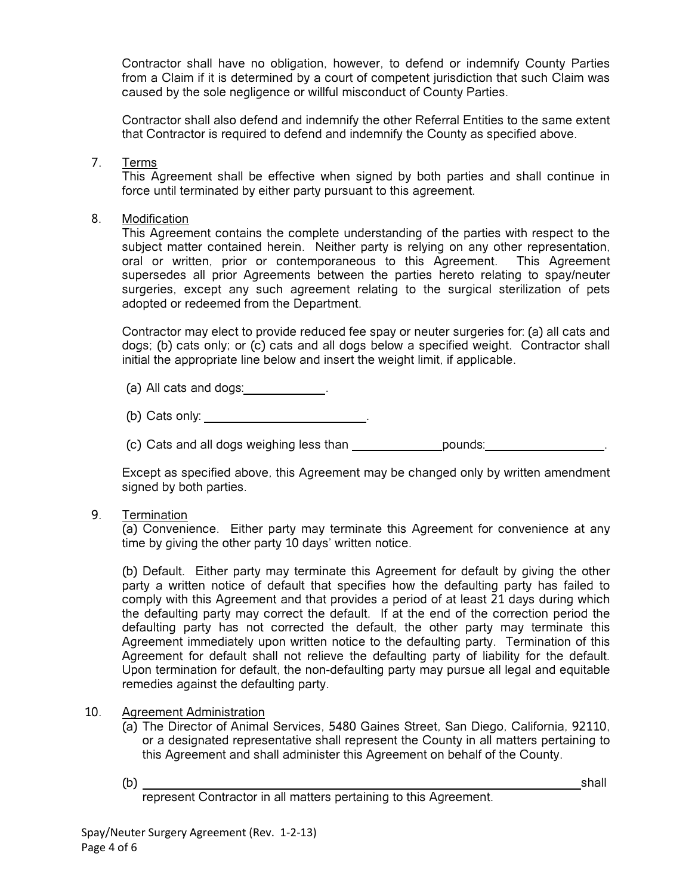Contractor shall have no obligation, however, to defend or indemnify County Parties from a Claim if it is determined by a court of competent jurisdiction that such Claim was caused by the sole negligence or willful misconduct of County Parties.

Contractor shall also defend and indemnify the other Referral Entities to the same extent that Contractor is required to defend and indemnify the County as specified above.

7. Terms

   This Agreement shall be effective when signed by both parties and shall continue in force until terminated by either party pursuant to this agreement.

8. Modification

   This Agreement contains the complete understanding of the parties with respect to the subject matter contained herein. Neither party is relying on any other representation, oral or written, prior or contemporaneous to this Agreement. This Agreement supersedes all prior Agreements between the parties hereto relating to spay/neuter surgeries, except any such agreement relating to the surgical sterilization of pets adopted or redeemed from the Department.

   Contractor may elect to provide reduced fee spay or neuter surgeries for: (a) all cats and dogs; (b) cats only; or (c) cats and all dogs below a specified weight. Contractor shall initial the appropriate line below and insert the weight limit, if applicable.

   (a) All cats and dogs:\_\_\_\_\_\_\_\_\_\_\_\_.

   (b) Cats only: \_\_\_\_\_\_\_\_\_\_\_\_\_\_\_\_\_\_\_\_\_\_\_\_.

   (c) Cats and all dogs weighing less than \_\_\_\_\_\_\_\_\_\_\_\_\_pounds:\_\_\_\_\_\_\_\_\_\_\_\_\_\_\_\_\_\_.

   Except as specified above, this Agreement may be changed only by written amendment signed by both parties.

9. Termination

   (a) Convenience. Either party may terminate this Agreement for convenience at any time by giving the other party 10 days' written notice.

   (b) Default. Either party may terminate this Agreement for default by giving the other party a written notice of default that specifies how the defaulting party has failed to comply with this Agreement and that provides a period of at least 21 days during which the defaulting party may correct the default. If at the end of the correction period the defaulting party has not corrected the default, the other party may terminate this Agreement immediately upon written notice to the defaulting party. Termination of this Agreement for default shall not relieve the defaulting party of liability for the default. Upon termination for default, the non-defaulting party may pursue all legal and equitable remedies against the defaulting party.

10. Agreement Administration

    (a) The Director of Animal Services, 5480 Gaines Street, San Diego, California, 92110, or a designated representative shall represent the County in all matters pertaining to this Agreement and shall administer this Agreement on behalf of the County.

    (b) \_\_\_\_\_\_\_\_\_\_\_\_\_\_\_\_\_\_\_\_\_\_\_\_\_\_\_\_\_\_\_\_\_\_\_\_\_\_\_\_\_\_\_\_\_\_\_\_\_\_\_\_\_\_\_\_\_\_\_\_\_\_\_\_shall represent Contractor in all matters pertaining to this Agreement.

Spay/Neuter Surgery Agreement (Rev. 1-2-13)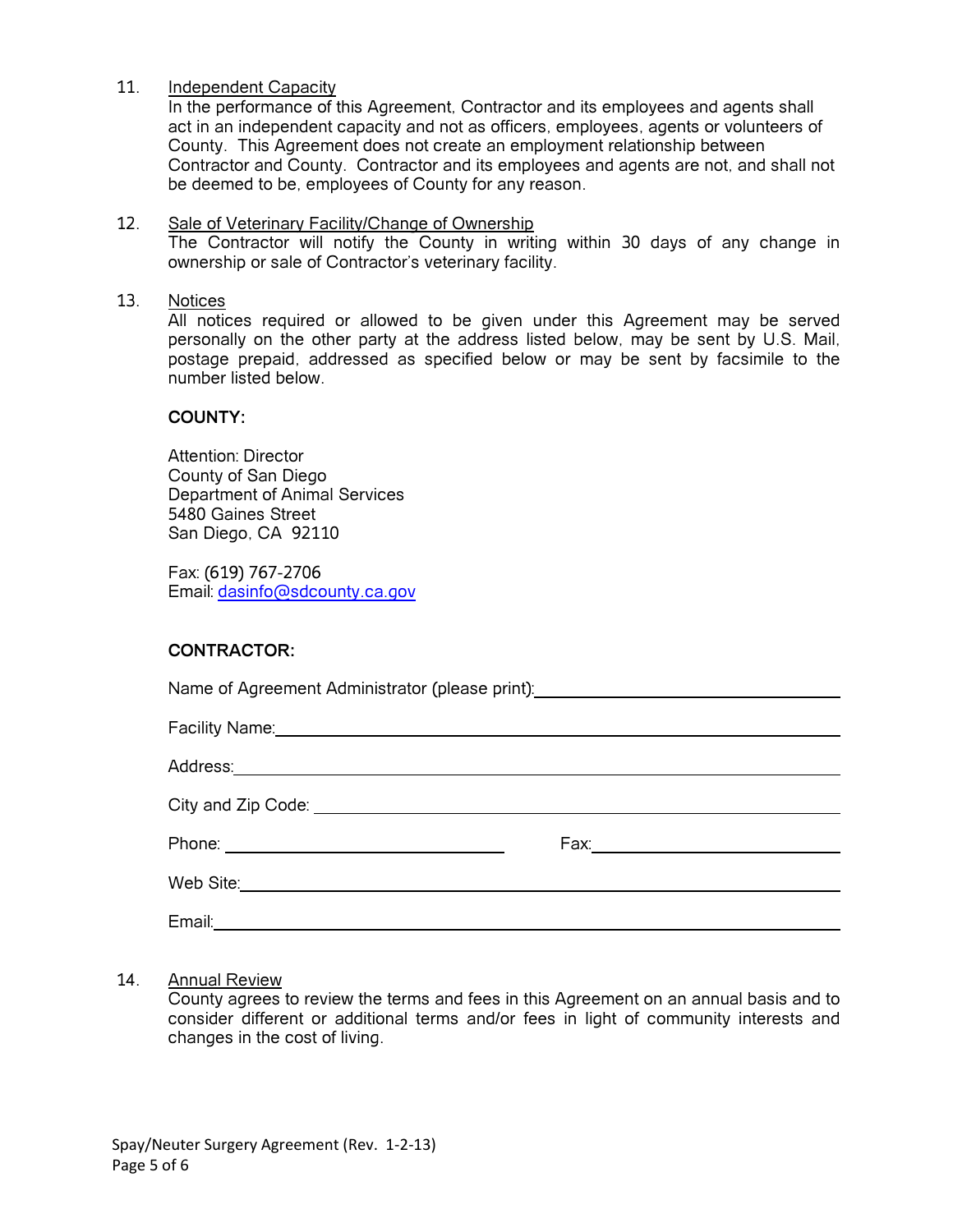11. <u>Independent Capacity</u>

    In the performance of this Agreement, Contractor and its employees and agents shall act in an independent capacity and not as officers, employees, agents or volunteers of County. This Agreement does not create an employment relationship between Contractor and County. Contractor and its employees and agents are not, and shall not be deemed to be, employees of County for any reason.

12. <u>Sale of Veterinary Facility/Change of Ownership</u>

    The Contractor will notify the County in writing within 30 days of any change in ownership or sale of Contractor's veterinary facility.

13. <u>Notices</u>

    All notices required or allowed to be given under this Agreement may be served personally on the other party at the address listed below, may be sent by U.S. Mail, postage prepaid, addressed as specified below or may be sent by facsimile to the number listed below.

    **COUNTY:**

    Attention: Director
    County of San Diego
    Department of Animal Services
    5480 Gaines Street
    San Diego, CA 92110

    Fax: (619) 767-2706
    Email: dasinfo@sdcounty.ca.gov

    **CONTRACTOR:**

    Name of Agreement Administrator (please print): ______________________

    Facility Name: ______________________

    Address: ______________________

    City and Zip Code: ______________________

    Phone: ______________________ Fax: ______________________

    Web Site: ______________________

    Email: ______________________

14. <u>Annual Review</u>

    County agrees to review the terms and fees in this Agreement on an annual basis and to consider different or additional terms and/or fees in light of community interests and changes in the cost of living.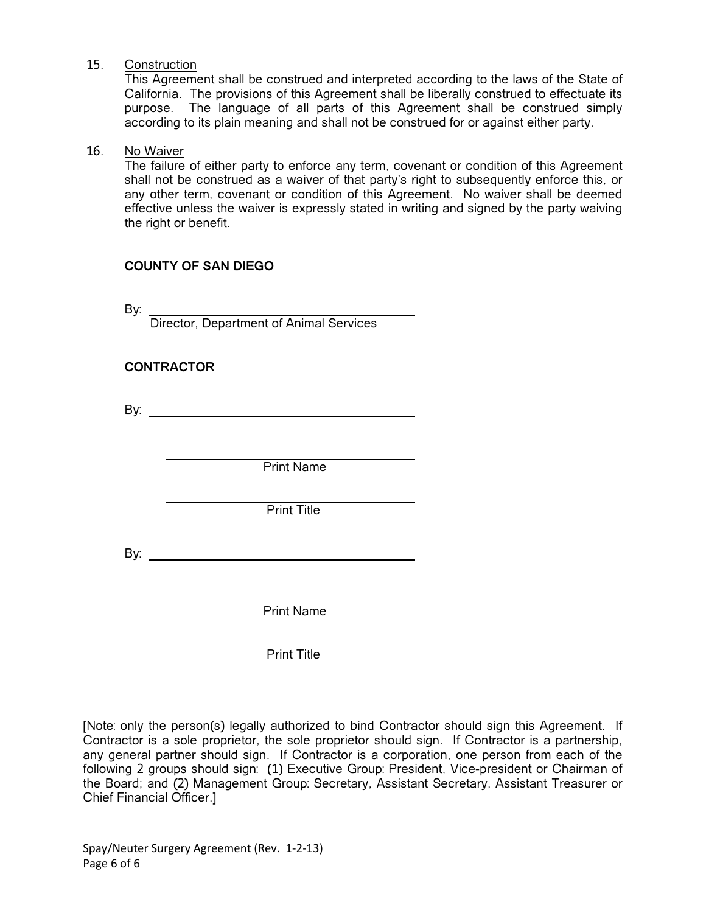15. <u>Construction</u>

    This Agreement shall be construed and interpreted according to the laws of the State of California. The provisions of this Agreement shall be liberally construed to effectuate its purpose. The language of all parts of this Agreement shall be construed simply according to its plain meaning and shall not be construed for or against either party.

16. <u>No Waiver</u>

    The failure of either party to enforce any term, covenant or condition of this Agreement shall not be construed as a waiver of that party's right to subsequently enforce this, or any other term, covenant or condition of this Agreement. No waiver shall be deemed effective unless the waiver is expressly stated in writing and signed by the party waiving the right or benefit.

**COUNTY OF SAN DIEGO**

By: ________________________________________

Director, Department of Animal Services

**CONTRACTOR**

By: ________________________________________

________________________________________

Print Name

________________________________________

Print Title

By: ________________________________________

________________________________________

Print Name

________________________________________

Print Title

[Note: only the person(s) legally authorized to bind Contractor should sign this Agreement. If Contractor is a sole proprietor, the sole proprietor should sign. If Contractor is a partnership, any general partner should sign. If Contractor is a corporation, one person from each of the following 2 groups should sign: (1) Executive Group: President, Vice-president or Chairman of the Board; and (2) Management Group: Secretary, Assistant Secretary, Assistant Treasurer or Chief Financial Officer.]

Spay/Neuter Surgery Agreement (Rev. 1-2-13)